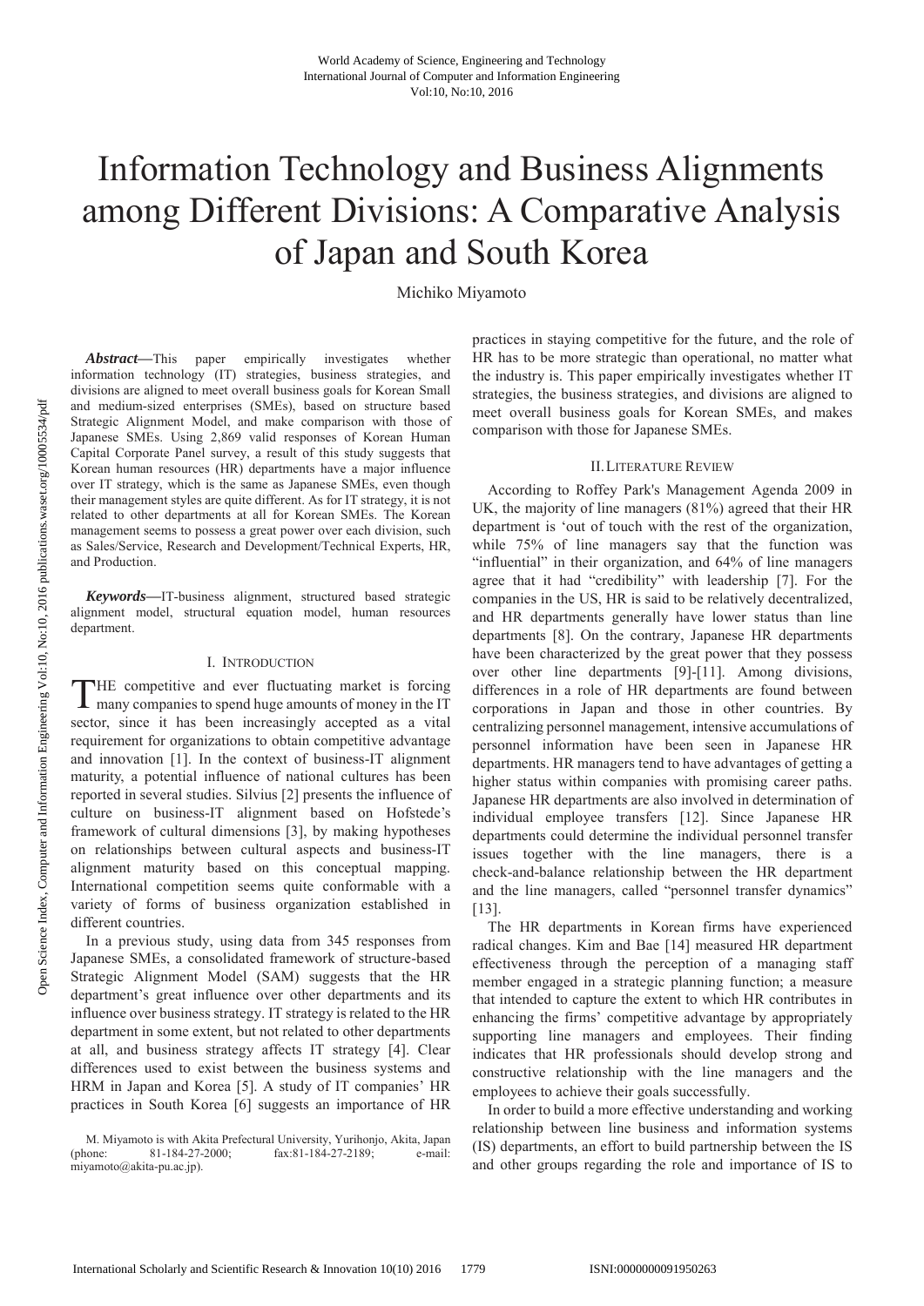# Information Technology and Business Alignments among Different Divisions: A Comparative Analysis of Japan and South Korea

Michiko Miyamoto

***Abstract*****—**This paper empirically investigates whether information technology (IT) strategies, business strategies, and divisions are aligned to meet overall business goals for Korean Small and medium-sized enterprises (SMEs), based on structure based Strategic Alignment Model, and make comparison with those of Japanese SMEs. Using 2,869 valid responses of Korean Human Capital Corporate Panel survey, a result of this study suggests that Korean human resources (HR) departments have a major influence over IT strategy, which is the same as Japanese SMEs, even though their management styles are quite different. As for IT strategy, it is not related to other departments at all for Korean SMEs. The Korean management seems to possess a great power over each division, such as Sales/Service, Research and Development/Technical Experts, HR, and Production.

***Keywords*****—**IT-business alignment, structured based strategic alignment model, structural equation model, human resources department.

## I. Introduction

The competitive and ever fluctuating market is forcing many companies to spend huge amounts of money in the IT sector, since it has been increasingly accepted as a vital requirement for organizations to obtain competitive advantage and innovation [1]. In the context of business-IT alignment maturity, a potential influence of national cultures has been reported in several studies. Silvius [2] presents the influence of culture on business-IT alignment based on Hofstede's framework of cultural dimensions [3], by making hypotheses on relationships between cultural aspects and business-IT alignment maturity based on this conceptual mapping. International competition seems quite conformable with a variety of forms of business organization established in different countries.

In a previous study, using data from 345 responses from Japanese SMEs, a consolidated framework of structure-based Strategic Alignment Model (SAM) suggests that the HR department's great influence over other departments and its influence over business strategy. IT strategy is related to the HR department in some extent, but not related to other departments at all, and business strategy affects IT strategy [4]. Clear differences used to exist between the business systems and HRM in Japan and Korea [5]. A study of IT companies' HR practices in South Korea [6] suggests an importance of HR practices in staying competitive for the future, and the role of HR has to be more strategic than operational, no matter what the industry is. This paper empirically investigates whether IT strategies, the business strategies, and divisions are aligned to meet overall business goals for Korean SMEs, and makes comparison with those for Japanese SMEs.

M. Miyamoto is with Akita Prefectural University, Yurihonjo, Akita, Japan (phone: 81-184-27-2000; fax:81-184-27-2189; e-mail: miyamoto@akita-pu.ac.jp).

## II. Literature Review

According to Roffey Park's Management Agenda 2009 in UK, the majority of line managers (81%) agreed that their HR department is 'out of touch with the rest of the organization, while 75% of line managers say that the function was "influential" in their organization, and 64% of line managers agree that it had "credibility" with leadership [7]. For the companies in the US, HR is said to be relatively decentralized, and HR departments generally have lower status than line departments [8]. On the contrary, Japanese HR departments have been characterized by the great power that they possess over other line departments [9]-[11]. Among divisions, differences in a role of HR departments are found between corporations in Japan and those in other countries. By centralizing personnel management, intensive accumulations of personnel information have been seen in Japanese HR departments. HR managers tend to have advantages of getting a higher status within companies with promising career paths. Japanese HR departments are also involved in determination of individual employee transfers [12]. Since Japanese HR departments could determine the individual personnel transfer issues together with the line managers, there is a check-and-balance relationship between the HR department and the line managers, called "personnel transfer dynamics" [13].

The HR departments in Korean firms have experienced radical changes. Kim and Bae [14] measured HR department effectiveness through the perception of a managing staff member engaged in a strategic planning function; a measure that intended to capture the extent to which HR contributes in enhancing the firms' competitive advantage by appropriately supporting line managers and employees. Their finding indicates that HR professionals should develop strong and constructive relationship with the line managers and the employees to achieve their goals successfully.

In order to build a more effective understanding and working relationship between line business and information systems (IS) departments, an effort to build partnership between the IS and other groups regarding the role and importance of IS to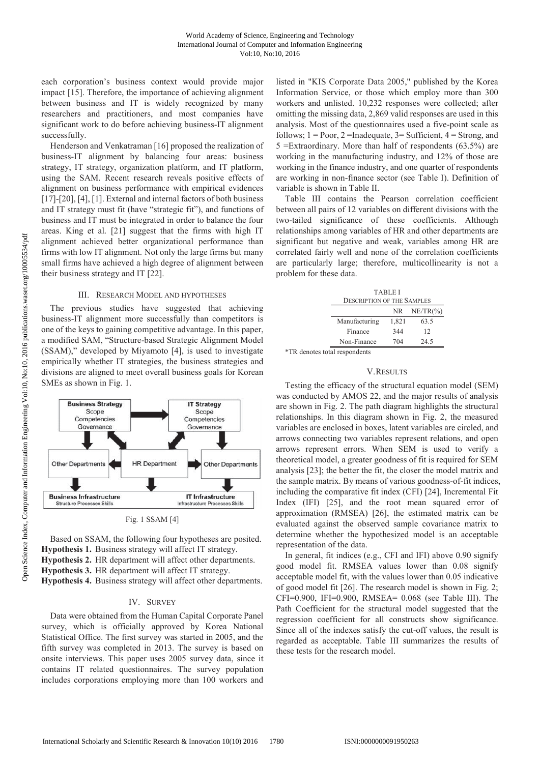each corporation's business context would provide major impact [15]. Therefore, the importance of achieving alignment between business and IT is widely recognized by many researchers and practitioners, and most companies have significant work to do before achieving business-IT alignment successfully.

Henderson and Venkatraman [16] proposed the realization of business-IT alignment by balancing four areas: business strategy, IT strategy, organization platform, and IT platform, using the SAM. Recent research reveals positive effects of alignment on business performance with empirical evidences [17]-[20], [4], [1]. External and internal factors of both business and IT strategy must fit (have "strategic fit"), and functions of business and IT must be integrated in order to balance the four areas. King et al. [21] suggest that the firms with high IT alignment achieved better organizational performance than firms with low IT alignment. Not only the large firms but many small firms have achieved a high degree of alignment between their business strategy and IT [22].

## III. Research Model and Hypotheses

The previous studies have suggested that achieving business-IT alignment more successfully than competitors is one of the keys to gaining competitive advantage. In this paper, a modified SAM, "Structure-based Strategic Alignment Model (SSAM)," developed by Miyamoto [4], is used to investigate empirically whether IT strategies, the business strategies and divisions are aligned to meet overall business goals for Korean SMEs as shown in Fig. 1.

Fig. 1 SSAM [4]

Based on SSAM, the following four hypotheses are posited.

**Hypothesis 1.** Business strategy will affect IT strategy.
**Hypothesis 2.** HR department will affect other departments.
**Hypothesis 3.** HR department will affect IT strategy.
**Hypothesis 4.** Business strategy will affect other departments.

## IV. Survey

Data were obtained from the Human Capital Corporate Panel survey, which is officially approved by Korea National Statistical Office. The first survey was started in 2005, and the fifth survey was completed in 2013. The survey is based on onsite interviews. This paper uses 2005 survey data, since it contains IT related questionnaires. The survey population includes corporations employing more than 100 workers and listed in "KIS Corporate Data 2005," published by the Korea Information Service, or those which employ more than 300 workers and unlisted. 10,232 responses were collected; after omitting the missing data, 2,869 valid responses are used in this analysis. Most of the questionnaires used a five-point scale as follows; 1 = Poor, 2 =Inadequate, 3= Sufficient, 4 = Strong, and 5 =Extraordinary. More than half of respondents (63.5%) are working in the manufacturing industry, and 12% of those are working in the finance industry, and one quarter of respondents are working in non-finance sector (see Table I). Definition of variable is shown in Table II.

Table III contains the Pearson correlation coefficient between all pairs of 12 variables on different divisions with the two-tailed significance of these coefficients. Although relationships among variables of HR and other departments are significant but negative and weak, variables among HR are correlated fairly well and none of the correlation coefficients are particularly large; therefore, multicollinearity is not a problem for these data.

TABLE I
Description of the Samples

| | NR | NE/TR(%) |
|---|---|---|
| Manufacturing | 1,821 | 63.5 |
| Finance | 344 | 12 |
| Non-Finance | 704 | 24.5 |

*TR denotes total respondents

## V. Results

Testing the efficacy of the structural equation model (SEM) was conducted by AMOS 22, and the major results of analysis are shown in Fig. 2. The path diagram highlights the structural relationships. In this diagram shown in Fig. 2, the measured variables are enclosed in boxes, latent variables are circled, and arrows connecting two variables represent relations, and open arrows represent errors. When SEM is used to verify a theoretical model, a greater goodness of fit is required for SEM analysis [23]; the better the fit, the closer the model matrix and the sample matrix. By means of various goodness-of-fit indices, including the comparative fit index (CFI) [24], Incremental Fit Index (IFI) [25], and the root mean squared error of approximation (RMSEA) [26], the estimated matrix can be evaluated against the observed sample covariance matrix to determine whether the hypothesized model is an acceptable representation of the data.

In general, fit indices (e.g., CFI and IFI) above 0.90 signify good model fit. RMSEA values lower than 0.08 signify acceptable model fit, with the values lower than 0.05 indicative of good model fit [26]. The research model is shown in Fig. 2; CFI=0.900, IFI=0.900, RMSEA= 0.068 (see Table III). The Path Coefficient for the structural model suggested that the regression coefficient for all constructs show significance. Since all of the indexes satisfy the cut-off values, the result is regarded as acceptable. Table III summarizes the results of these tests for the research model.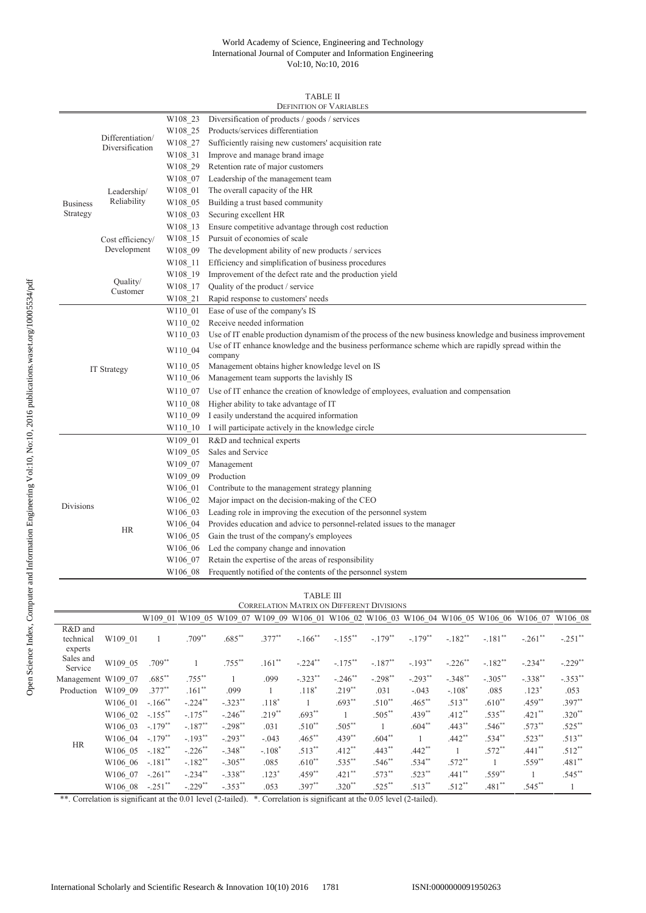TABLE II
DEFINITION OF VARIABLES

| | | | |
|---|---|---|---|
| Business Strategy | Differentiation/ Diversification | W108_23 | Diversification of products / goods / services |
| | | W108_25 | Products/services differentiation |
| | | W108_27 | Sufficiently raising new customers' acquisition rate |
| | | W108_31 | Improve and manage brand image |
| | | W108_29 | Retention rate of major customers |
| | Leadership/ Reliability | W108_07 | Leadership of the management team |
| | | W108_01 | The overall capacity of the HR |
| | | W108_05 | Building a trust based community |
| | | W108_03 | Securing excellent HR |
| | Cost efficiency/ Development | W108_13 | Ensure competitive advantage through cost reduction |
| | | W108_15 | Pursuit of economies of scale |
| | | W108_09 | The development ability of new products / services |
| | | W108_11 | Efficiency and simplification of business procedures |
| | Quality/ Customer | W108_19 | Improvement of the defect rate and the production yield |
| | | W108_17 | Quality of the product / service |
| | | W108_21 | Rapid response to customers' needs |
| IT Strategy | | W110_01 | Ease of use of the company's IS |
| | | W110_02 | Receive needed information |
| | | W110_03 | Use of IT enable production dynamism of the process of the new business knowledge and business improvement |
| | | W110_04 | Use of IT enhance knowledge and the business performance scheme which are rapidly spread within the company |
| | | W110_05 | Management obtains higher knowledge level on IS |
| | | W110_06 | Management team supports the lavishly IS |
| | | W110_07 | Use of IT enhance the creation of knowledge of employees, evaluation and compensation |
| | | W110_08 | Higher ability to take advantage of IT |
| | | W110_09 | I easily understand the acquired information |
| | | W110_10 | I will participate actively in the knowledge circle |
| Divisions | | W109_01 | R&D and technical experts |
| | | W109_05 | Sales and Service |
| | | W109_07 | Management |
| | | W109_09 | Production |
| | HR | W106_01 | Contribute to the management strategy planning |
| | | W106_02 | Major impact on the decision-making of the CEO |
| | | W106_03 | Leading role in improving the execution of the personnel system |
| | | W106_04 | Provides education and advice to personnel-related issues to the manager |
| | | W106_05 | Gain the trust of the company's employees |
| | | W106_06 | Led the company change and innovation |
| | | W106_07 | Retain the expertise of the areas of responsibility |
| | | W106_08 | Frequently notified of the contents of the personnel system |

TABLE III
CORRELATION MATRIX ON DIFFERENT DIVISIONS

| | | W109_01 | W109_05 | W109_07 | W109_09 | W106_01 | W106_02 | W106_03 | W106_04 | W106_05 | W106_06 | W106_07 | W106_08 |
|---|---|---|---|---|---|---|---|---|---|---|---|---|---|
| R&D and technical experts | W109_01 | 1 | .709** | .685** | .377** | -.166** | -.155** | -.179** | -.179** | -.182** | -.181** | -.261** | -.251** |
| Sales and Service | W109_05 | .709** | 1 | .755** | .161** | -.224** | -.175** | -.187** | -.193** | -.226** | -.182** | -.234** | -.229** |
| Management | W109_07 | .685** | .755** | 1 | .099 | -.323** | -.246** | -.298** | -.293** | -.348** | -.305** | -.338** | -.353** |
| Production | W109_09 | .377** | .161** | .099 | 1 | .118* | .219** | .031 | -.043 | -.108* | .085 | .123* | .053 |
| HR | W106_01 | -.166** | -.224** | -.323** | .118* | 1 | .693** | .510** | .465** | .513** | .610** | .459** | .397** |
| | W106_02 | -.155** | -.175** | -.246** | .219** | .693** | 1 | .505** | .439** | .412** | .535** | .421** | .320** |
| | W106_03 | -.179** | -.187** | -.298** | .031 | .510** | .505** | 1 | .604** | .443** | .546** | .573** | .525** |
| | W106_04 | -.179** | -.193** | -.293** | -.043 | .465** | .439** | .604** | 1 | .442** | .534** | .523** | .513** |
| | W106_05 | -.182** | -.226** | -.348** | -.108* | .513** | .412** | .443** | .442** | 1 | .572** | .441** | .512** |
| | W106_06 | -.181** | -.182** | -.305** | .085 | .610** | .535** | .546** | .534** | .572** | 1 | .559** | .481** |
| | W106_07 | -.261** | -.234** | -.338** | .123* | .459** | .421** | .573** | .523** | .441** | .559** | 1 | .545** |
| | W106_08 | -.251** | -.229** | -.353** | .053 | .397** | .320** | .525** | .513** | .512** | .481** | .545** | 1 |

**. Correlation is significant at the 0.01 level (2-tailed). *. Correlation is significant at the 0.05 level (2-tailed).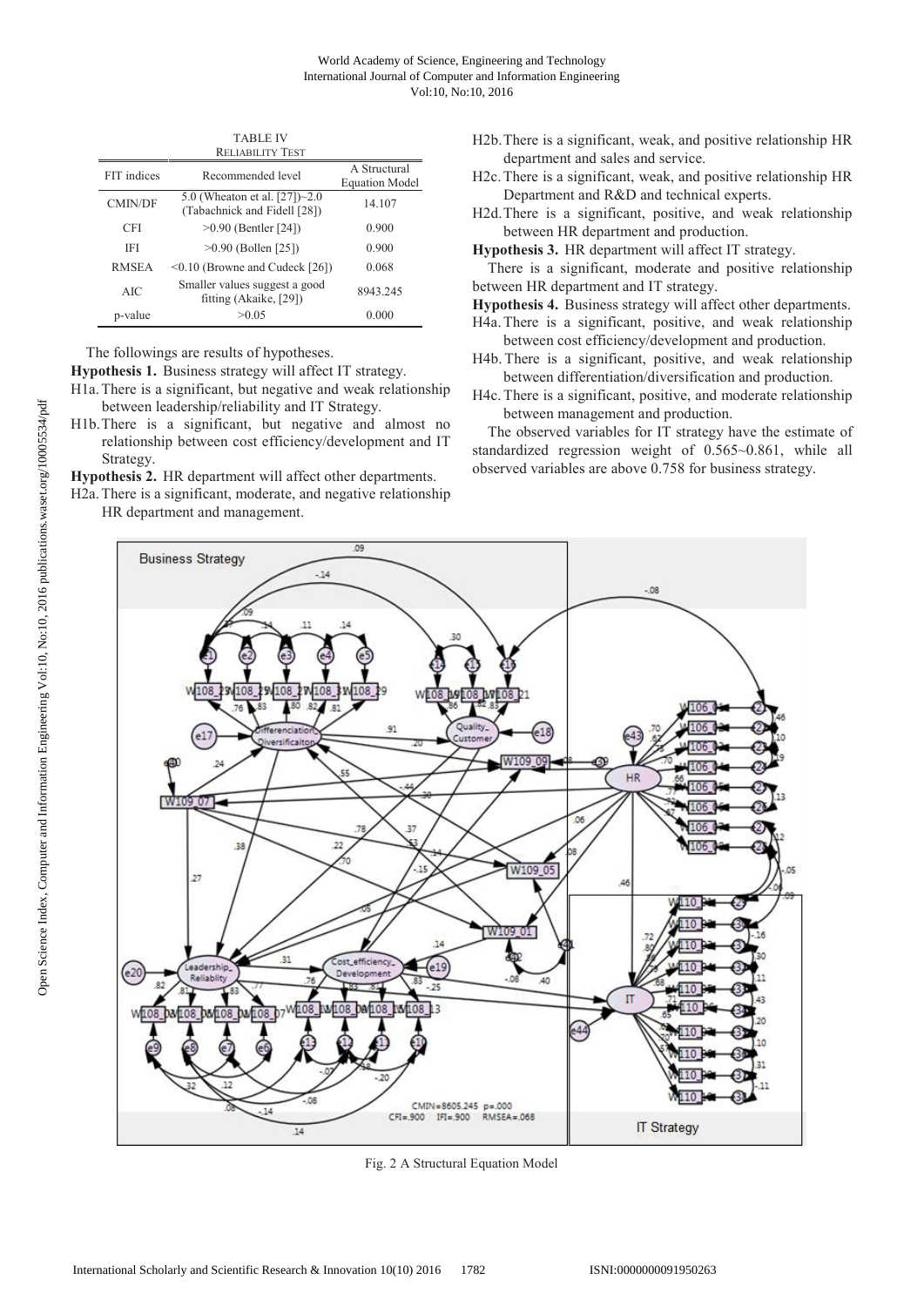TABLE IV
RELIABILITY TEST

| FIT indices | Recommended level | A Structural Equation Model |
|---|---|---|
| CMIN/DF | 5.0 (Wheaton et al. [27])~2.0 (Tabachnick and Fidell [28]) | 14.107 |
| CFI | >0.90 (Bentler [24]) | 0.900 |
| IFI | >0.90 (Bollen [25]) | 0.900 |
| RMSEA | <0.10 (Browne and Cudeck [26]) | 0.068 |
| AIC | Smaller values suggest a good fitting (Akaike, [29]) | 8943.245 |
| p-value | >0.05 | 0.000 |

The followings are results of hypotheses.

**Hypothesis 1.** Business strategy will affect IT strategy.

H1a. There is a significant, but negative and weak relationship between leadership/reliability and IT Strategy.

H1b. There is a significant, but negative and almost no relationship between cost efficiency/development and IT Strategy.

**Hypothesis 2.** HR department will affect other departments.

H2a. There is a significant, moderate, and negative relationship HR department and management.

H2b. There is a significant, weak, and positive relationship HR department and sales and service.

H2c. There is a significant, weak, and positive relationship HR Department and R&D and technical experts.

H2d. There is a significant, positive, and weak relationship between HR department and production.

**Hypothesis 3.** HR department will affect IT strategy.

There is a significant, moderate and positive relationship between HR department and IT strategy.

**Hypothesis 4.** Business strategy will affect other departments.

H4a. There is a significant, positive, and weak relationship between cost efficiency/development and production.

H4b. There is a significant, positive, and weak relationship between differentiation/diversification and production.

H4c. There is a significant, positive, and moderate relationship between management and production.

The observed variables for IT strategy have the estimate of standardized regression weight of 0.565~0.861, while all observed variables are above 0.758 for business strategy.

Fig. 2 A Structural Equation Model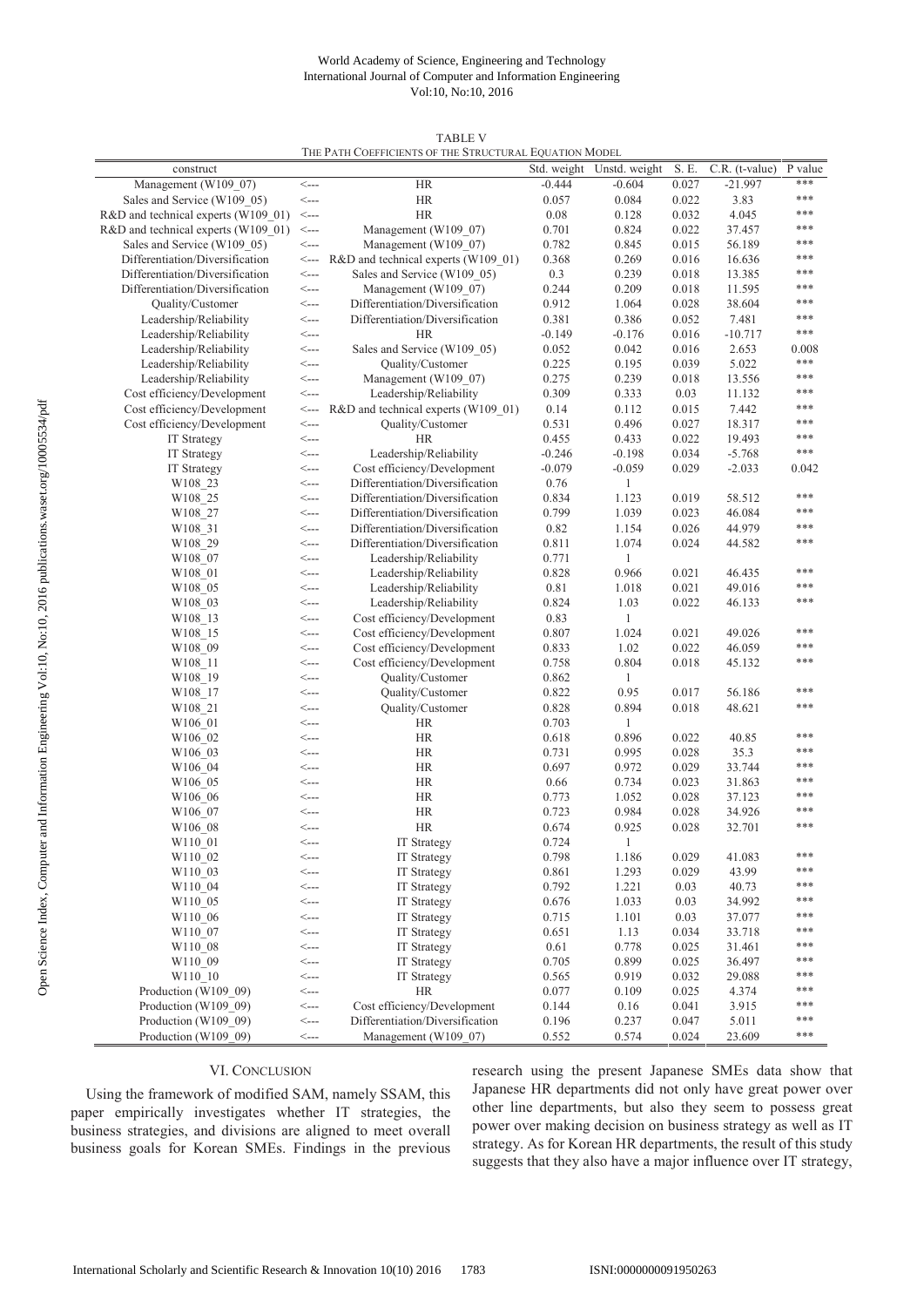TABLE V
THE PATH COEFFICIENTS OF THE STRUCTURAL EQUATION MODEL

| construct | | | Std. weight | Unstd. weight | S. E. | C.R. (t-value) | P value |
|---|---|---|---|---|---|---|---|
| Management (W109_07) | <--- | HR | -0.444 | -0.604 | 0.027 | -21.997 | *** |
| Sales and Service (W109_05) | <--- | HR | 0.057 | 0.084 | 0.022 | 3.83 | *** |
| R&D and technical experts (W109_01) | <--- | HR | 0.08 | 0.128 | 0.032 | 4.045 | *** |
| R&D and technical experts (W109_01) | <--- | Management (W109_07) | 0.701 | 0.824 | 0.022 | 37.457 | *** |
| Sales and Service (W109_05) | <--- | Management (W109_07) | 0.782 | 0.845 | 0.015 | 56.189 | *** |
| Differentiation/Diversification | <--- | R&D and technical experts (W109_01) | 0.368 | 0.269 | 0.016 | 16.636 | *** |
| Differentiation/Diversification | <--- | Sales and Service (W109_05) | 0.3 | 0.239 | 0.018 | 13.385 | *** |
| Differentiation/Diversification | <--- | Management (W109_07) | 0.244 | 0.209 | 0.018 | 11.595 | *** |
| Quality/Customer | <--- | Differentiation/Diversification | 0.912 | 1.064 | 0.028 | 38.604 | *** |
| Leadership/Reliability | <--- | Differentiation/Diversification | 0.381 | 0.386 | 0.052 | 7.481 | *** |
| Leadership/Reliability | <--- | HR | -0.149 | -0.176 | 0.016 | -10.717 | *** |
| Leadership/Reliability | <--- | Sales and Service (W109_05) | 0.052 | 0.042 | 0.016 | 2.653 | 0.008 |
| Leadership/Reliability | <--- | Quality/Customer | 0.225 | 0.195 | 0.039 | 5.022 | *** |
| Leadership/Reliability | <--- | Management (W109_07) | 0.275 | 0.239 | 0.018 | 13.556 | *** |
| Cost efficiency/Development | <--- | Leadership/Reliability | 0.309 | 0.333 | 0.03 | 11.132 | *** |
| Cost efficiency/Development | <--- | R&D and technical experts (W109_01) | 0.14 | 0.112 | 0.015 | 7.442 | *** |
| Cost efficiency/Development | <--- | Quality/Customer | 0.531 | 0.496 | 0.027 | 18.317 | *** |
| IT Strategy | <--- | HR | 0.455 | 0.433 | 0.022 | 19.493 | *** |
| IT Strategy | <--- | Leadership/Reliability | -0.246 | -0.198 | 0.034 | -5.768 | *** |
| IT Strategy | <--- | Cost efficiency/Development | -0.079 | -0.059 | 0.029 | -2.033 | 0.042 |
| W108_23 | <--- | Differentiation/Diversification | 0.76 | 1 | | | |
| W108_25 | <--- | Differentiation/Diversification | 0.834 | 1.123 | 0.019 | 58.512 | *** |
| W108_27 | <--- | Differentiation/Diversification | 0.799 | 1.039 | 0.023 | 46.084 | *** |
| W108_31 | <--- | Differentiation/Diversification | 0.82 | 1.154 | 0.026 | 44.979 | *** |
| W108_29 | <--- | Differentiation/Diversification | 0.811 | 1.074 | 0.024 | 44.582 | *** |
| W108_07 | <--- | Leadership/Reliability | 0.771 | 1 | | | |
| W108_01 | <--- | Leadership/Reliability | 0.828 | 0.966 | 0.021 | 46.435 | *** |
| W108_05 | <--- | Leadership/Reliability | 0.81 | 1.018 | 0.021 | 49.016 | *** |
| W108_03 | <--- | Leadership/Reliability | 0.824 | 1.03 | 0.022 | 46.133 | *** |
| W108_13 | <--- | Cost efficiency/Development | 0.83 | 1 | | | |
| W108_15 | <--- | Cost efficiency/Development | 0.807 | 1.024 | 0.021 | 49.026 | *** |
| W108_09 | <--- | Cost efficiency/Development | 0.833 | 1.02 | 0.022 | 46.059 | *** |
| W108_11 | <--- | Cost efficiency/Development | 0.758 | 0.804 | 0.018 | 45.132 | *** |
| W108_19 | <--- | Quality/Customer | 0.862 | 1 | | | |
| W108_17 | <--- | Quality/Customer | 0.822 | 0.95 | 0.017 | 56.186 | *** |
| W108_21 | <--- | Quality/Customer | 0.828 | 0.894 | 0.018 | 48.621 | *** |
| W106_01 | <--- | HR | 0.703 | 1 | | | |
| W106_02 | <--- | HR | 0.618 | 0.896 | 0.022 | 40.85 | *** |
| W106_03 | <--- | HR | 0.731 | 0.995 | 0.028 | 35.3 | *** |
| W106_04 | <--- | HR | 0.697 | 0.972 | 0.029 | 33.744 | *** |
| W106_05 | <--- | HR | 0.66 | 0.734 | 0.023 | 31.863 | *** |
| W106_06 | <--- | HR | 0.773 | 1.052 | 0.028 | 37.123 | *** |
| W106_07 | <--- | HR | 0.723 | 0.984 | 0.028 | 34.926 | *** |
| W106_08 | <--- | HR | 0.674 | 0.925 | 0.028 | 32.701 | *** |
| W110_01 | <--- | IT Strategy | 0.724 | 1 | | | |
| W110_02 | <--- | IT Strategy | 0.798 | 1.186 | 0.029 | 41.083 | *** |
| W110_03 | <--- | IT Strategy | 0.861 | 1.293 | 0.029 | 43.99 | *** |
| W110_04 | <--- | IT Strategy | 0.792 | 1.221 | 0.03 | 40.73 | *** |
| W110_05 | <--- | IT Strategy | 0.676 | 1.033 | 0.03 | 34.992 | *** |
| W110_06 | <--- | IT Strategy | 0.715 | 1.101 | 0.03 | 37.077 | *** |
| W110_07 | <--- | IT Strategy | 0.651 | 1.13 | 0.034 | 33.718 | *** |
| W110_08 | <--- | IT Strategy | 0.61 | 0.778 | 0.025 | 31.461 | *** |
| W110_09 | <--- | IT Strategy | 0.705 | 0.899 | 0.025 | 36.497 | *** |
| W110_10 | <--- | IT Strategy | 0.565 | 0.919 | 0.032 | 29.088 | *** |
| Production (W109_09) | <--- | HR | 0.077 | 0.109 | 0.025 | 4.374 | *** |
| Production (W109_09) | <--- | Cost efficiency/Development | 0.144 | 0.16 | 0.041 | 3.915 | *** |
| Production (W109_09) | <--- | Differentiation/Diversification | 0.196 | 0.237 | 0.047 | 5.011 | *** |
| Production (W109_09) | <--- | Management (W109_07) | 0.552 | 0.574 | 0.024 | 23.609 | *** |

## VI. Conclusion

Using the framework of modified SAM, namely SSAM, this paper empirically investigates whether IT strategies, the business strategies, and divisions are aligned to meet overall business goals for Korean SMEs. Findings in the previous research using the present Japanese SMEs data show that Japanese HR departments did not only have great power over other line departments, but also they seem to possess great power over making decision on business strategy as well as IT strategy. As for Korean HR departments, the result of this study suggests that they also have a major influence over IT strategy,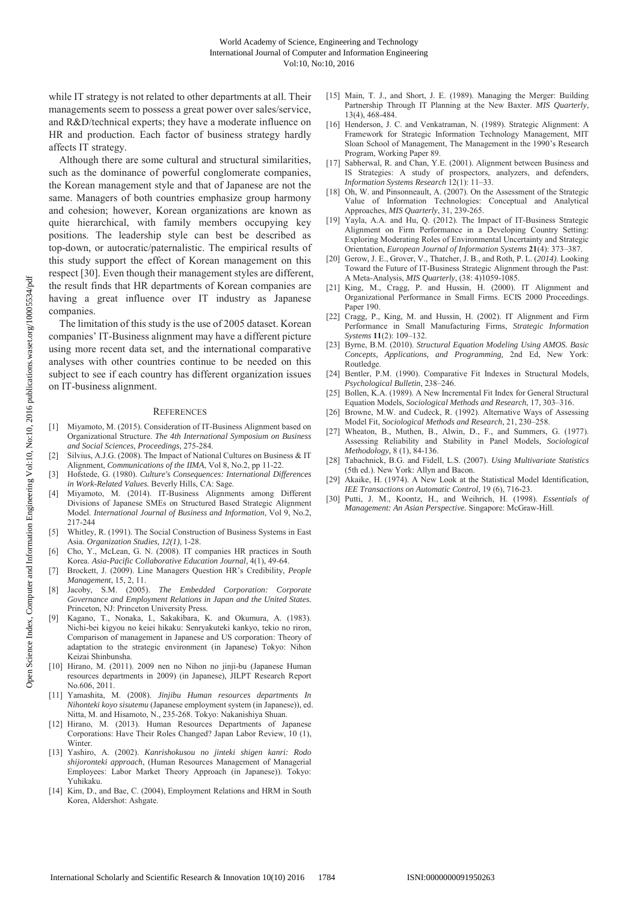while IT strategy is not related to other departments at all. Their managements seem to possess a great power over sales/service, and R&D/technical experts; they have a moderate influence on HR and production. Each factor of business strategy hardly affects IT strategy.

Although there are some cultural and structural similarities, such as the dominance of powerful conglomerate companies, the Korean management style and that of Japanese are not the same. Managers of both countries emphasize group harmony and cohesion; however, Korean organizations are known as quite hierarchical, with family members occupying key positions. The leadership style can best be described as top-down, or autocratic/paternalistic. The empirical results of this study support the effect of Korean management on this respect [30]. Even though their management styles are different, the result finds that HR departments of Korean companies are having a great influence over IT industry as Japanese companies.

The limitation of this study is the use of 2005 dataset. Korean companies' IT-Business alignment may have a different picture using more recent data set, and the international comparative analyses with other countries continue to be needed on this subject to see if each country has different organization issues on IT-business alignment.

## REFERENCES

[1] Miyamoto, M. (2015). Consideration of IT-Business Alignment based on Organizational Structure. *The 4th International Symposium on Business and Social Sciences, Proceedings*, 275-284.

[2] Silvius, A.J.G. (2008). The Impact of National Cultures on Business & IT Alignment, *Communications of the IIMA*, Vol 8, No.2, pp 11-22.

[3] Hofstede, G. (1980). *Culture's Consequences: International Differences in Work-Related Values.* Beverly Hills, CA: Sage.

[4] Miyamoto, M. (2014). IT-Business Alignments among Different Divisions of Japanese SMEs on Structured Based Strategic Alignment Model. *International Journal of Business and Information*, Vol 9, No.2, 217-244

[5] Whitley, R. (1991). The Social Construction of Business Systems in East Asia. *Organization Studies, 12(1)*, 1-28.

[6] Cho, Y., McLean, G. N. (2008). IT companies HR practices in South Korea. *Asia-Pacific Collaborative Education Journal*, 4(1), 49-64.

[7] Brockett, J. (2009). Line Managers Question HR's Credibility, *People Management*, 15, 2, 11.

[8] Jacoby, S.M. (2005). *The Embedded Corporation: Corporate Governance and Employment Relations in Japan and the United States.* Princeton, NJ: Princeton University Press.

[9] Kagano, T., Nonaka, I., Sakakibara, K. and Okumura, A. (1983). Nichi-bei kigyou no keiei hikaku: Senryakuteki kankyo, tekio no riron, Comparison of management in Japanese and US corporation: Theory of adaptation to the strategic environment (in Japanese) Tokyo: Nihon Keizai Shinbunsha.

[10] Hirano, M. (2011). 2009 nen no Nihon no jinji-bu (Japanese Human resources departments in 2009) (in Japanese), JILPT Research Report No.606, 2011.

[11] Yamashita, M. (2008). *Jinjibu Human resources departments In Nihonteki koyo sisutemu* (Japanese employment system (in Japanese)), ed. Nitta, M. and Hisamoto, N., 235-268. Tokyo: Nakanishiya Shuan.

[12] Hirano, M. (2013). Human Resources Departments of Japanese Corporations: Have Their Roles Changed? Japan Labor Review, 10 (1), Winter.

[13] Yashiro, A. (2002). *Kanrishokusou no jinteki shigen kanri: Rodo shijoronteki approach*, (Human Resources Management of Managerial Employees: Labor Market Theory Approach (in Japanese)). Tokyo: Yuhikaku.

[14] Kim, D., and Bae, C. (2004), Employment Relations and HRM in South Korea, Aldershot: Ashgate.

[15] Main, T. J., and Short, J. E. (1989). Managing the Merger: Building Partnership Through IT Planning at the New Baxter. *MIS Quarterly*, 13(4), 468-484.

[16] Henderson, J. C. and Venkatraman, N. (1989). Strategic Alignment: A Framework for Strategic Information Technology Management, MIT Sloan School of Management, The Management in the 1990's Research Program, Working Paper 89.

[17] Sabherwal, R. and Chan, Y.E. (2001). Alignment between Business and IS Strategies: A study of prospectors, analyzers, and defenders, *Information Systems Research* 12(1): 11–33.

[18] Oh, W. and Pinsonneault, A. (2007). On the Assessment of the Strategic Value of Information Technologies: Conceptual and Analytical Approaches, *MIS Quarterly*, 31, 239-265.

[19] Yayla, A.A. and Hu, Q. (2012). The Impact of IT-Business Strategic Alignment on Firm Performance in a Developing Country Setting: Exploring Moderating Roles of Environmental Uncertainty and Strategic Orientation, *European Journal of Information Systems* **21**(4): 373–387.

[20] Gerow, J. E., Grover, V., Thatcher, J. B., and Roth, P. L. (*2014).* Looking Toward the Future of IT-Business Strategic Alignment through the Past: A Meta-Analysis, *MIS Quarterly*, (38: 4)1059-1085.

[21] King, M., Cragg, P. and Hussin, H. (2000). IT Alignment and Organizational Performance in Small Firms. ECIS 2000 Proceedings. Paper 190.

[22] Cragg, P., King, M. and Hussin, H. (2002). IT Alignment and Firm Performance in Small Manufacturing Firms, *Strategic Information Systems* **11**(2): 109–132.

[23] Byrne, B.M. (2010). *Structural Equation Modeling Using AMOS. Basic Concepts, Applications, and Programming,* 2nd Ed, New York: Routledge.

[24] Bentler, P.M. (1990). Comparative Fit Indexes in Structural Models, *Psychological Bulletin*, 238–246.

[25] Bollen, K.A. (1989). A New Incremental Fit Index for General Structural Equation Models, *Sociological Methods and Research*, 17, 303–316.

[26] Browne, M.W. and Cudeck, R. (1992). Alternative Ways of Assessing Model Fit, *Sociological Methods and Research*, 21, 230–258.

[27] Wheaton, B., Muthen, B., Alwin, D., F., and Summers, G. (1977). Assessing Reliability and Stability in Panel Models, *Sociological Methodology*, 8 (1), 84-136.

[28] Tabachnick, B.G. and Fidell, L.S. (2007). *Using Multivariate Statistics* (5th ed.). New York: Allyn and Bacon.

[29] Akaike, H. (1974). A New Look at the Statistical Model Identification, *IEE Transactions on Automatic Control*, 19 (6), 716-23.

[30] Putti, J. M., Koontz, H., and Weihrich, H. (1998). *Essentials of Management: An Asian Perspective.* Singapore: McGraw-Hill.